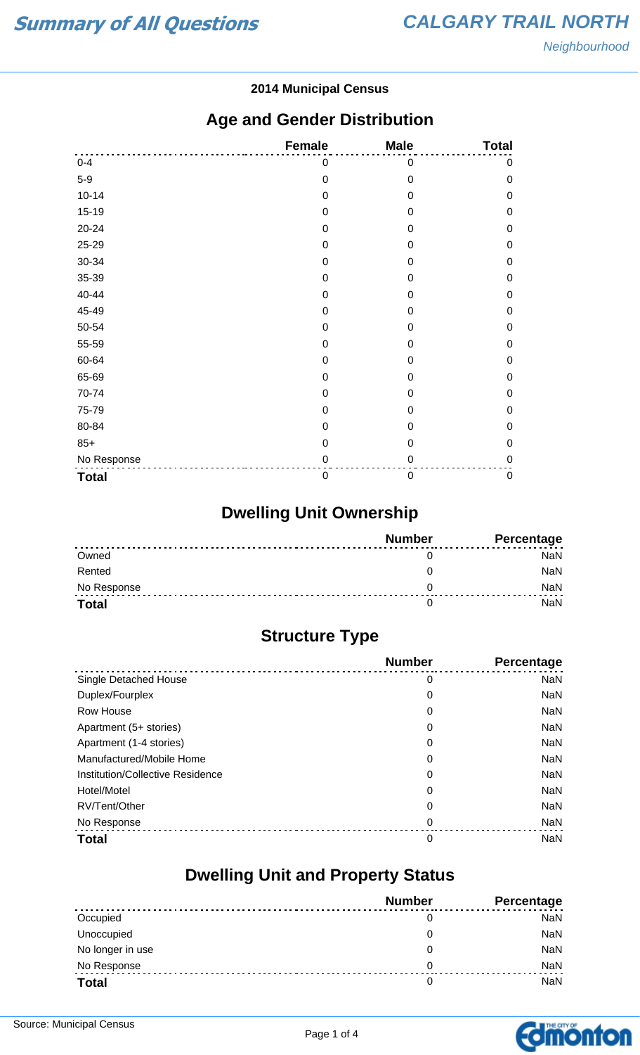# Summary of All Questions

# CALGARY TRAIL NORTH

*Neighbourhood*

**2014 Municipal Census**

## Age and Gender Distribution

| | Female | Male | Total |
|---|---|---|---|
| 0-4 | 0 | 0 | 0 |
| 5-9 | 0 | 0 | 0 |
| 10-14 | 0 | 0 | 0 |
| 15-19 | 0 | 0 | 0 |
| 20-24 | 0 | 0 | 0 |
| 25-29 | 0 | 0 | 0 |
| 30-34 | 0 | 0 | 0 |
| 35-39 | 0 | 0 | 0 |
| 40-44 | 0 | 0 | 0 |
| 45-49 | 0 | 0 | 0 |
| 50-54 | 0 | 0 | 0 |
| 55-59 | 0 | 0 | 0 |
| 60-64 | 0 | 0 | 0 |
| 65-69 | 0 | 0 | 0 |
| 70-74 | 0 | 0 | 0 |
| 75-79 | 0 | 0 | 0 |
| 80-84 | 0 | 0 | 0 |
| 85+ | 0 | 0 | 0 |
| No Response | 0 | 0 | 0 |
| **Total** | 0 | 0 | 0 |

## Dwelling Unit Ownership

| | Number | Percentage |
|---|---|---|
| Owned | 0 | NaN |
| Rented | 0 | NaN |
| No Response | 0 | NaN |
| **Total** | 0 | NaN |

## Structure Type

| | Number | Percentage |
|---|---|---|
| Single Detached House | 0 | NaN |
| Duplex/Fourplex | 0 | NaN |
| Row House | 0 | NaN |
| Apartment (5+ stories) | 0 | NaN |
| Apartment (1-4 stories) | 0 | NaN |
| Manufactured/Mobile Home | 0 | NaN |
| Institution/Collective Residence | 0 | NaN |
| Hotel/Motel | 0 | NaN |
| RV/Tent/Other | 0 | NaN |
| No Response | 0 | NaN |
| **Total** | 0 | NaN |

## Dwelling Unit and Property Status

| | Number | Percentage |
|---|---|---|
| Occupied | 0 | NaN |
| Unoccupied | 0 | NaN |
| No longer in use | 0 | NaN |
| No Response | 0 | NaN |
| **Total** | 0 | NaN |

Source: Municipal Census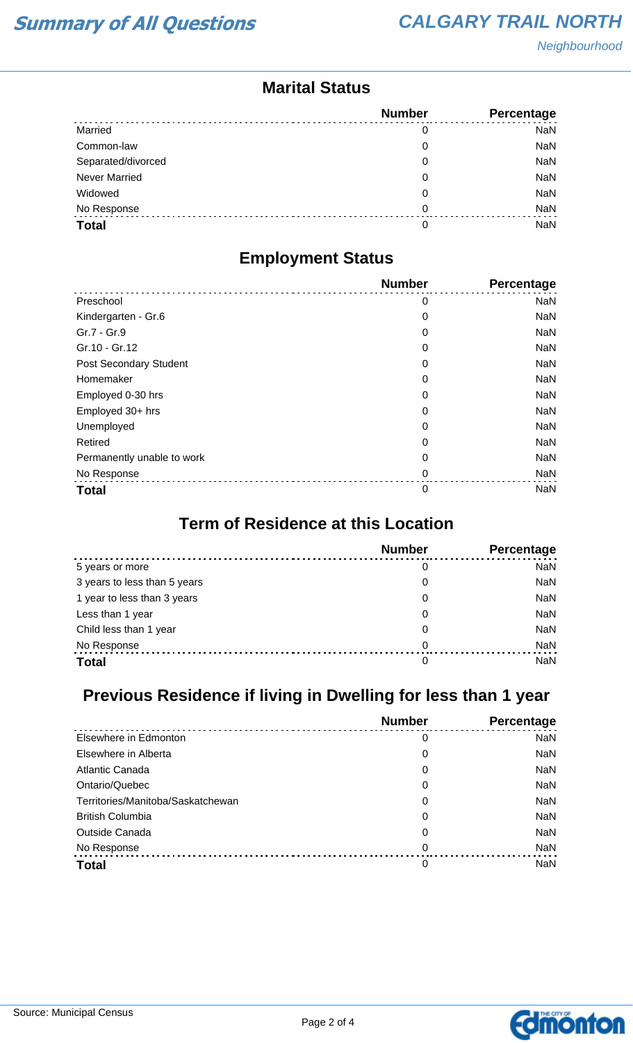# Summary of All Questions

## CALGARY TRAIL NORTH

*Neighbourhood*

### Marital Status

| | Number | Percentage |
|---|---|---|
| Married | 0 | NaN |
| Common-law | 0 | NaN |
| Separated/divorced | 0 | NaN |
| Never Married | 0 | NaN |
| Widowed | 0 | NaN |
| No Response | 0 | NaN |
| **Total** | 0 | NaN |

### Employment Status

| | Number | Percentage |
|---|---|---|
| Preschool | 0 | NaN |
| Kindergarten - Gr.6 | 0 | NaN |
| Gr.7 - Gr.9 | 0 | NaN |
| Gr.10 - Gr.12 | 0 | NaN |
| Post Secondary Student | 0 | NaN |
| Homemaker | 0 | NaN |
| Employed 0-30 hrs | 0 | NaN |
| Employed 30+ hrs | 0 | NaN |
| Unemployed | 0 | NaN |
| Retired | 0 | NaN |
| Permanently unable to work | 0 | NaN |
| No Response | 0 | NaN |
| **Total** | 0 | NaN |

### Term of Residence at this Location

| | Number | Percentage |
|---|---|---|
| 5 years or more | 0 | NaN |
| 3 years to less than 5 years | 0 | NaN |
| 1 year to less than 3 years | 0 | NaN |
| Less than 1 year | 0 | NaN |
| Child less than 1 year | 0 | NaN |
| No Response | 0 | NaN |
| **Total** | 0 | NaN |

### Previous Residence if living in Dwelling for less than 1 year

| | Number | Percentage |
|---|---|---|
| Elsewhere in Edmonton | 0 | NaN |
| Elsewhere in Alberta | 0 | NaN |
| Atlantic Canada | 0 | NaN |
| Ontario/Quebec | 0 | NaN |
| Territories/Manitoba/Saskatchewan | 0 | NaN |
| British Columbia | 0 | NaN |
| Outside Canada | 0 | NaN |
| No Response | 0 | NaN |
| **Total** | 0 | NaN |

Source: Municipal Census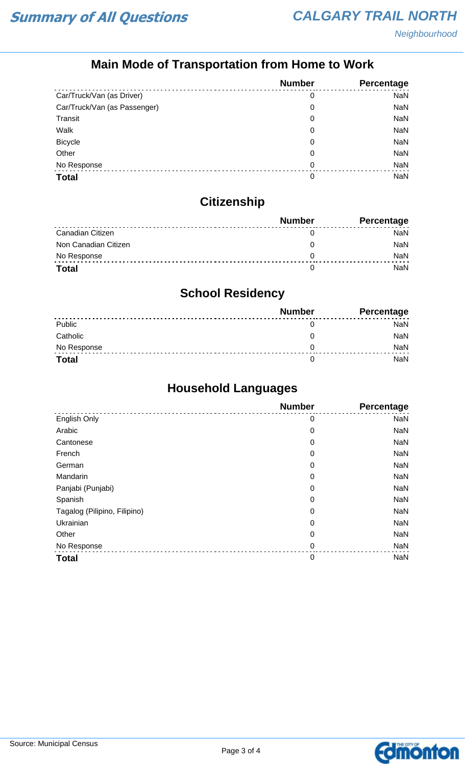## Main Mode of Transportation from Home to Work

| | Number | Percentage |
|---|---|---|
| Car/Truck/Van (as Driver) | 0 | NaN |
| Car/Truck/Van (as Passenger) | 0 | NaN |
| Transit | 0 | NaN |
| Walk | 0 | NaN |
| Bicycle | 0 | NaN |
| Other | 0 | NaN |
| No Response | 0 | NaN |
| **Total** | 0 | NaN |

## Citizenship

| | Number | Percentage |
|---|---|---|
| Canadian Citizen | 0 | NaN |
| Non Canadian Citizen | 0 | NaN |
| No Response | 0 | NaN |
| **Total** | 0 | NaN |

## School Residency

| | Number | Percentage |
|---|---|---|
| Public | 0 | NaN |
| Catholic | 0 | NaN |
| No Response | 0 | NaN |
| **Total** | 0 | NaN |

## Household Languages

| | Number | Percentage |
|---|---|---|
| English Only | 0 | NaN |
| Arabic | 0 | NaN |
| Cantonese | 0 | NaN |
| French | 0 | NaN |
| German | 0 | NaN |
| Mandarin | 0 | NaN |
| Panjabi (Punjabi) | 0 | NaN |
| Spanish | 0 | NaN |
| Tagalog (Pilipino, Filipino) | 0 | NaN |
| Ukrainian | 0 | NaN |
| Other | 0 | NaN |
| No Response | 0 | NaN |
| **Total** | 0 | NaN |

Source: Municipal Census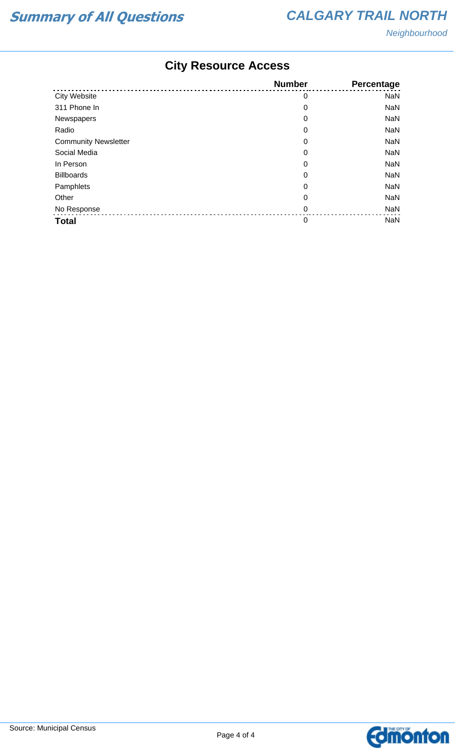## City Resource Access

| | Number | Percentage |
|---|---|---|
| City Website | 0 | NaN |
| 311 Phone In | 0 | NaN |
| Newspapers | 0 | NaN |
| Radio | 0 | NaN |
| Community Newsletter | 0 | NaN |
| Social Media | 0 | NaN |
| In Person | 0 | NaN |
| Billboards | 0 | NaN |
| Pamphlets | 0 | NaN |
| Other | 0 | NaN |
| No Response | 0 | NaN |
| **Total** | 0 | NaN |

Source: Municipal Census